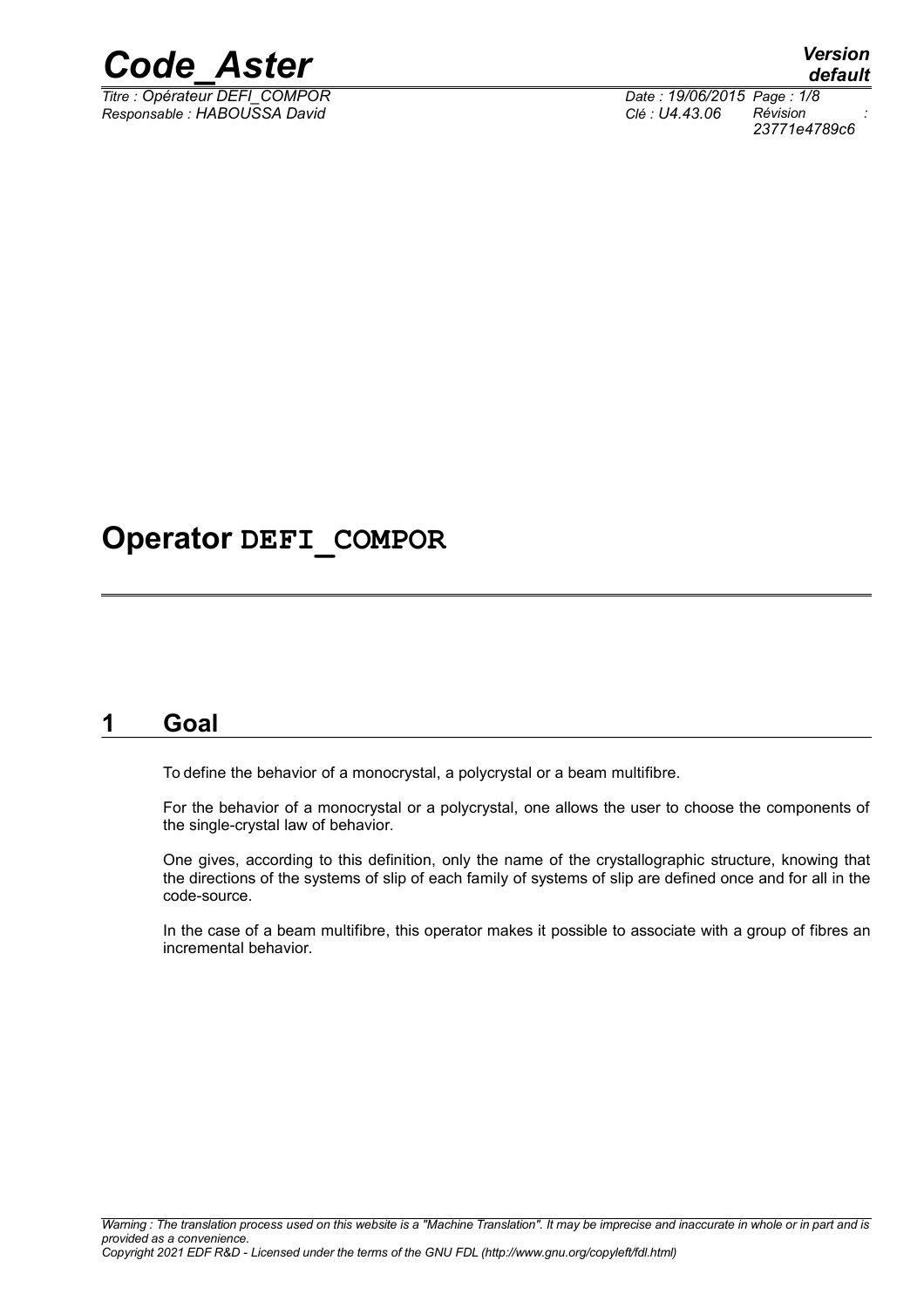# Operator DEFI_COMPOR

## 1 Goal

To define the behavior of a monocrystal, a polycrystal or a beam multifibre.

For the behavior of a monocrystal or a polycrystal, one allows the user to choose the components of the single-crystal law of behavior.

One gives, according to this definition, only the name of the crystallographic structure, knowing that the directions of the systems of slip of each family of systems of slip are defined once and for all in the code-source.

In the case of a beam multifibre, this operator makes it possible to associate with a group of fibres an incremental behavior.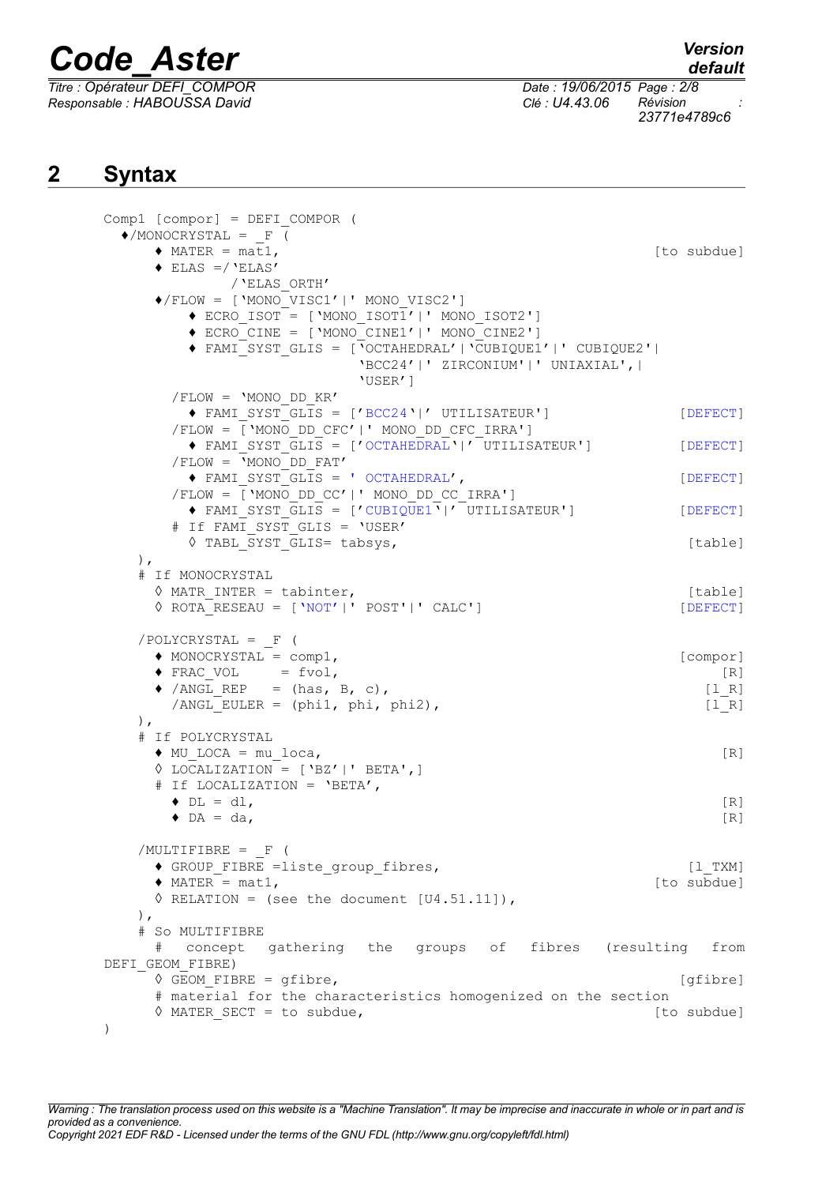## 2 Syntax

```
Comp1 [compor] = DEFI_COMPOR (
  ♦/MONOCRYSTAL = _F (
      ♦ MATER = mat1,                                              [to subdue]
      ♦ ELAS =/'ELAS'
               /'ELAS_ORTH'
      ♦/FLOW = ['MONO_VISC1'|' MONO_VISC2']
          ♦ ECRO_ISOT = ['MONO_ISOT1'|' MONO_ISOT2']
          ♦ ECRO_CINE = ['MONO_CINE1'|' MONO_CINE2']
          ♦ FAMI_SYST_GLIS = ['OCTAHEDRAL'|'CUBIQUE1'|' CUBIQUE2'|
                               'BCC24'|' ZIRCONIUM'|' UNIAXIAL',|
                               'USER']
        /FLOW = 'MONO_DD_KR'
          ♦ FAMI_SYST_GLIS = ['BCC24'|' UTILISATEUR']                  [DEFECT]
        /FLOW = ['MONO_DD_CFC'|' MONO_DD_CFC_IRRA']
          ♦ FAMI_SYST_GLIS = ['OCTAHEDRAL'|' UTILISATEUR']             [DEFECT]
        /FLOW = 'MONO_DD_FAT'
          ♦ FAMI_SYST_GLIS = ' OCTAHEDRAL',                             [DEFECT]
        /FLOW = ['MONO_DD_CC'|' MONO_DD_CC_IRRA']
          ♦ FAMI_SYST_GLIS = ['CUBIQUE1'|' UTILISATEUR']               [DEFECT]
        # If FAMI_SYST_GLIS = 'USER'
          ◊ TABL_SYST_GLIS= tabsys,                                    [table]
    ),
    # If MONOCRYSTAL
      ◊ MATR_INTER = tabinter,                                         [table]
      ◊ ROTA_RESEAU = ['NOT'|' POST'|' CALC']                          [DEFECT]

    /POLYCRYSTAL = _F (
      ♦ MONOCRYSTAL = comp1,                                          [compor]
      ♦ FRAC_VOL    = fvol,                                               [R]
      ♦ /ANGL_REP   = (has, B, c),                                      [l_R]
        /ANGL_EULER = (phi1, phi, phi2),                                [l_R]
    ),
    # If POLYCRYSTAL
      ♦ MU_LOCA = mu_loca,                                                [R]
      ◊ LOCALIZATION = ['BZ'|' BETA',]
      # If LOCALIZATION = 'BETA',
        ♦ DL = dl,                                                        [R]
        ♦ DA = da,                                                        [R]

    /MULTIFIBRE = _F (
      ♦ GROUP_FIBRE =liste_group_fibres,                                [l_TXM]
      ♦ MATER = mat1,                                              [to subdue]
      ◊ RELATION = (see the document [U4.51.11]),
    ),
    # So MULTIFIBRE
      # concept gathering the groups of fibres (resulting from
DEFI_GEOM_FIBRE)
      ◊ GEOM_FIBRE = gfibre,                                          [gfibre]
      # material for the characteristics homogenized on the section
      ◊ MATER_SECT = to subdue,                                    [to subdue]
)
```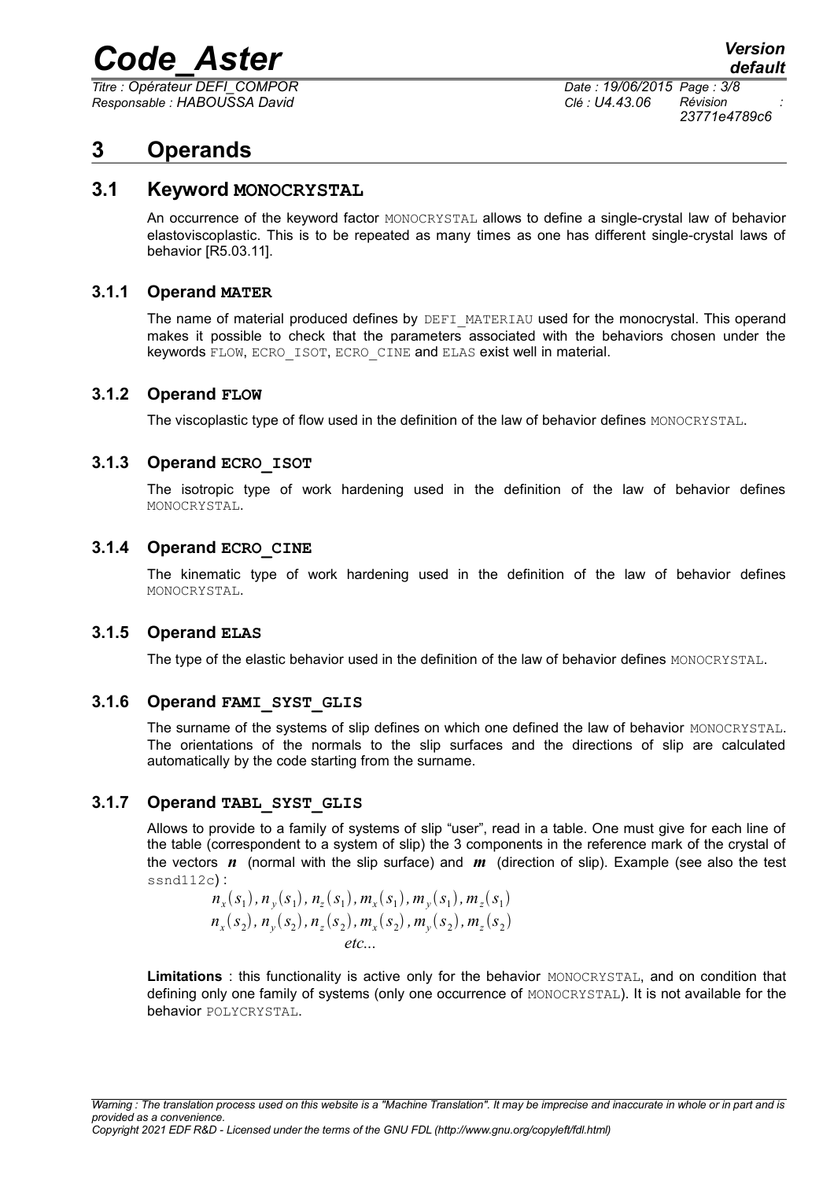# 3 Operands

## 3.1 Keyword MONOCRYSTAL

An occurrence of the keyword factor MONOCRYSTAL allows to define a single-crystal law of behavior elastoviscoplastic. This is to be repeated as many times as one has different single-crystal laws of behavior [R5.03.11].

### 3.1.1 Operand MATER

The name of material produced defines by DEFI_MATERIAU used for the monocrystal. This operand makes it possible to check that the parameters associated with the behaviors chosen under the keywords FLOW, ECRO_ISOT, ECRO_CINE and ELAS exist well in material.

### 3.1.2 Operand FLOW

The viscoplastic type of flow used in the definition of the law of behavior defines MONOCRYSTAL.

### 3.1.3 Operand ECRO_ISOT

The isotropic type of work hardening used in the definition of the law of behavior defines MONOCRYSTAL.

### 3.1.4 Operand ECRO_CINE

The kinematic type of work hardening used in the definition of the law of behavior defines MONOCRYSTAL.

### 3.1.5 Operand ELAS

The type of the elastic behavior used in the definition of the law of behavior defines MONOCRYSTAL.

### 3.1.6 Operand FAMI_SYST_GLIS

The surname of the systems of slip defines on which one defined the law of behavior MONOCRYSTAL. The orientations of the normals to the slip surfaces and the directions of slip are calculated automatically by the code starting from the surname.

### 3.1.7 Operand TABL_SYST_GLIS

Allows to provide to a family of systems of slip "user", read in a table. One must give for each line of the table (correspondent to a system of slip) the 3 components in the reference mark of the crystal of the vectors $\boldsymbol{n}$ (normal with the slip surface) and $\boldsymbol{m}$ (direction of slip). Example (see also the test ssnd112c) :

$$n_x(s_1), n_y(s_1), n_z(s_1), m_x(s_1), m_y(s_1), m_z(s_1)$$
$$n_x(s_2), n_y(s_2), n_z(s_2), m_x(s_2), m_y(s_2), m_z(s_2)$$
$$etc...$$

**Limitations** : this functionality is active only for the behavior MONOCRYSTAL, and on condition that defining only one family of systems (only one occurrence of MONOCRYSTAL). It is not available for the behavior POLYCRYSTAL.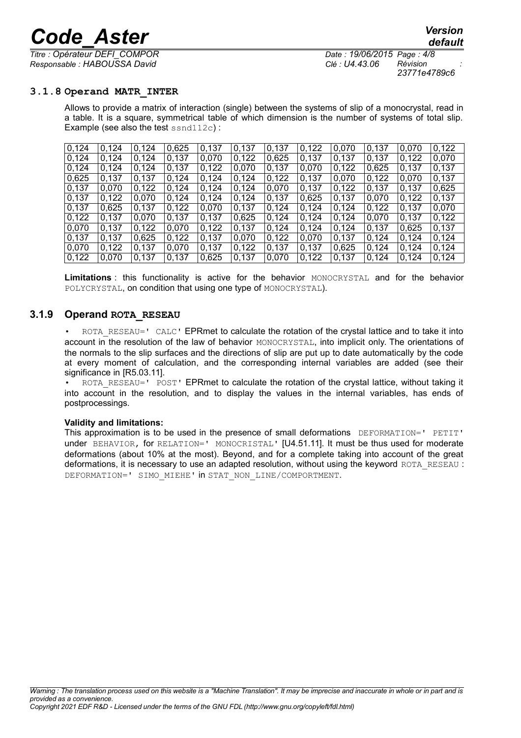### 3.1.8 Operand MATR_INTER

Allows to provide a matrix of interaction (single) between the systems of slip of a monocrystal, read in a table. It is a square, symmetrical table of which dimension is the number of systems of total slip. Example (see also the test ssnd112c) :

| | | | | | | | | | | | |
|---|---|---|---|---|---|---|---|---|---|---|---|
| 0,124 | 0,124 | 0,124 | 0,625 | 0,137 | 0,137 | 0,137 | 0,122 | 0,070 | 0,137 | 0,070 | 0,122 |
| 0,124 | 0,124 | 0,124 | 0,137 | 0,070 | 0,122 | 0,625 | 0,137 | 0,137 | 0,137 | 0,122 | 0,070 |
| 0,124 | 0,124 | 0,124 | 0,137 | 0,122 | 0,070 | 0,137 | 0,070 | 0,122 | 0,625 | 0,137 | 0,137 |
| 0,625 | 0,137 | 0,137 | 0,124 | 0,124 | 0,124 | 0,122 | 0,137 | 0,070 | 0,122 | 0,070 | 0,137 |
| 0,137 | 0,070 | 0,122 | 0,124 | 0,124 | 0,124 | 0,070 | 0,137 | 0,122 | 0,137 | 0,137 | 0,625 |
| 0,137 | 0,122 | 0,070 | 0,124 | 0,124 | 0,124 | 0,137 | 0,625 | 0,137 | 0,070 | 0,122 | 0,137 |
| 0,137 | 0,625 | 0,137 | 0,122 | 0,070 | 0,137 | 0,124 | 0,124 | 0,124 | 0,122 | 0,137 | 0,070 |
| 0,122 | 0,137 | 0,070 | 0,137 | 0,137 | 0,625 | 0,124 | 0,124 | 0,124 | 0,070 | 0,137 | 0,122 |
| 0,070 | 0,137 | 0,122 | 0,070 | 0,122 | 0,137 | 0,124 | 0,124 | 0,124 | 0,137 | 0,625 | 0,137 |
| 0,137 | 0,137 | 0,625 | 0,122 | 0,137 | 0,070 | 0,122 | 0,070 | 0,137 | 0,124 | 0,124 | 0,124 |
| 0,070 | 0,122 | 0,137 | 0,070 | 0,137 | 0,122 | 0,137 | 0,137 | 0,625 | 0,124 | 0,124 | 0,124 |
| 0,122 | 0,070 | 0,137 | 0,137 | 0,625 | 0,137 | 0,070 | 0,122 | 0,137 | 0,124 | 0,124 | 0,124 |

**Limitations** : this functionality is active for the behavior MONOCRYSTAL and for the behavior POLYCRYSTAL, on condition that using one type of MONOCRYSTAL).

### 3.1.9 Operand ROTA_RESEAU

- ROTA_RESEAU=' CALC' EPRmet to calculate the rotation of the crystal lattice and to take it into account in the resolution of the law of behavior MONOCRYSTAL, into implicit only. The orientations of the normals to the slip surfaces and the directions of slip are put up to date automatically by the code at every moment of calculation, and the corresponding internal variables are added (see their significance in [R5.03.11].
- ROTA_RESEAU=' POST' EPRmet to calculate the rotation of the crystal lattice, without taking it into account in the resolution, and to display the values in the internal variables, has ends of postprocessings.

**Validity and limitations:**

This approximation is to be used in the presence of small deformations DEFORMATION=' PETIT' under BEHAVIOR, for RELATION=' MONOCRISTAL' [U4.51.11]. It must be thus used for moderate deformations (about 10% at the most). Beyond, and for a complete taking into account of the great deformations, it is necessary to use an adapted resolution, without using the keyword ROTA_RESEAU : DEFORMATION=' SIMO_MIEHE' in STAT_NON_LINE/COMPORTMENT.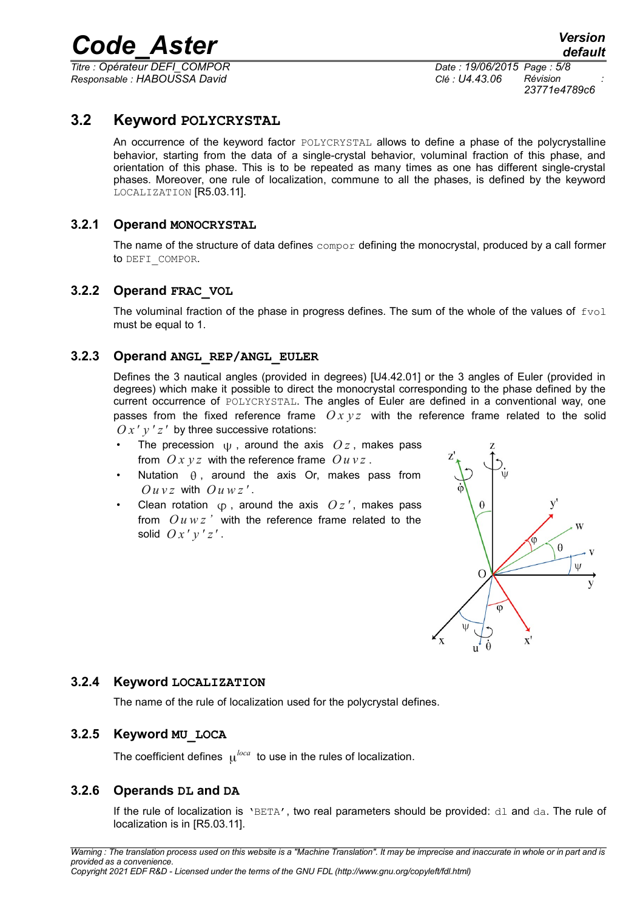## 3.2 Keyword POLYCRYSTAL

An occurrence of the keyword factor POLYCRYSTAL allows to define a phase of the polycrystalline behavior, starting from the data of a single-crystal behavior, voluminal fraction of this phase, and orientation of this phase. This is to be repeated as many times as one has different single-crystal phases. Moreover, one rule of localization, commune to all the phases, is defined by the keyword LOCALIZATION [R5.03.11].

### 3.2.1 Operand MONOCRYSTAL

The name of the structure of data defines compor defining the monocrystal, produced by a call former to DEFI_COMPOR.

### 3.2.2 Operand FRAC_VOL

The voluminal fraction of the phase in progress defines. The sum of the whole of the values of fvol must be equal to 1.

### 3.2.3 Operand ANGL_REP/ANGL_EULER

Defines the 3 nautical angles (provided in degrees) [U4.42.01] or the 3 angles of Euler (provided in degrees) which make it possible to direct the monocrystal corresponding to the phase defined by the current occurrence of POLYCRYSTAL. The angles of Euler are defined in a conventional way, one passes from the fixed reference frame $Oxyz$ with the reference frame related to the solid $Ox'y'z'$ by three successive rotations:

- The precession $\psi$, around the axis $Oz$, makes pass from $Oxyz$ with the reference frame $Ouvz$.
- Nutation $\theta$, around the axis Or, makes pass from $Ouvz$ with $Ouwz'$.
- Clean rotation $\varphi$, around the axis $Oz'$, makes pass from $Ouwz'$ with the reference frame related to the solid $Ox'y'z'$.

### 3.2.4 Keyword LOCALIZATION

The name of the rule of localization used for the polycrystal defines.

### 3.2.5 Keyword MU_LOCA

The coefficient defines $\mu^{loca}$ to use in the rules of localization.

### 3.2.6 Operands DL and DA

If the rule of localization is 'BETA', two real parameters should be provided: dl and da. The rule of localization is in [R5.03.11].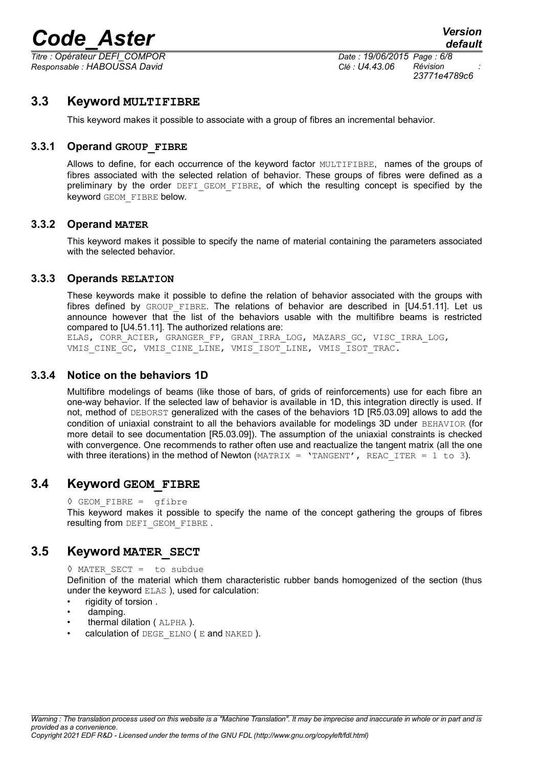## 3.3 Keyword MULTIFIBRE

This keyword makes it possible to associate with a group of fibres an incremental behavior.

### 3.3.1 Operand GROUP_FIBRE

Allows to define, for each occurrence of the keyword factor MULTIFIBRE, names of the groups of fibres associated with the selected relation of behavior. These groups of fibres were defined as a preliminary by the order DEFI_GEOM_FIBRE, of which the resulting concept is specified by the keyword GEOM_FIBRE below.

### 3.3.2 Operand MATER

This keyword makes it possible to specify the name of material containing the parameters associated with the selected behavior.

### 3.3.3 Operands RELATION

These keywords make it possible to define the relation of behavior associated with the groups with fibres defined by GROUP_FIBRE. The relations of behavior are described in [U4.51.11]. Let us announce however that the list of the behaviors usable with the multifibre beams is restricted compared to [U4.51.11]. The authorized relations are:
ELAS, CORR_ACIER, GRANGER_FP, GRAN_IRRA_LOG, MAZARS_GC, VISC_IRRA_LOG, VMIS_CINE_GC, VMIS_CINE_LINE, VMIS_ISOT_LINE, VMIS_ISOT_TRAC.

### 3.3.4 Notice on the behaviors 1D

Multifibre modelings of beams (like those of bars, of grids of reinforcements) use for each fibre an one-way behavior. If the selected law of behavior is available in 1D, this integration directly is used. If not, method of DEBORST generalized with the cases of the behaviors 1D [R5.03.09] allows to add the condition of uniaxial constraint to all the behaviors available for modelings 3D under BEHAVIOR (for more detail to see documentation [R5.03.09]). The assumption of the uniaxial constraints is checked with convergence. One recommends to rather often use and reactualize the tangent matrix (all the one with three iterations) in the method of Newton (MATRIX = 'TANGENT', REAC_ITER = 1 to 3).

## 3.4 Keyword GEOM_FIBRE

◊ GEOM_FIBRE = gfibre

This keyword makes it possible to specify the name of the concept gathering the groups of fibres resulting from DEFI_GEOM_FIBRE .

## 3.5 Keyword MATER_SECT

◊ MATER_SECT = to subdue

Definition of the material which them characteristic rubber bands homogenized of the section (thus under the keyword ELAS ), used for calculation:

- rigidity of torsion .
- damping.
- thermal dilation ( ALPHA ).
- calculation of DEGE_ELNO ( E and NAKED ).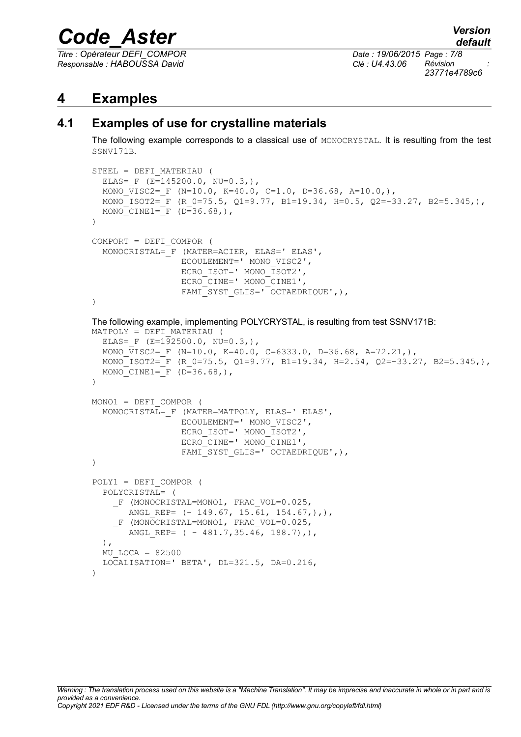# 4 Examples

## 4.1 Examples of use for crystalline materials

The following example corresponds to a classical use of MONOCRYSTAL. It is resulting from the test SSNV171B.

```
STEEL = DEFI_MATERIAU (
  ELAS=_F (E=145200.0, NU=0.3,),
  MONO_VISC2=_F (N=10.0, K=40.0, C=1.0, D=36.68, A=10.0,),
  MONO_ISOT2=_F (R_0=75.5, Q1=9.77, B1=19.34, H=0.5, Q2=-33.27, B2=5.345,),
  MONO_CINE1=_F (D=36.68,),
)

COMPORT = DEFI_COMPOR (
  MONOCRISTAL=_F (MATER=ACIER, ELAS=' ELAS',
                 ECOULEMENT=' MONO_VISC2',
                 ECRO_ISOT=' MONO_ISOT2',
                 ECRO_CINE=' MONO_CINE1',
                 FAMI_SYST_GLIS=' OCTAEDRIQUE',),
)
```

The following example, implementing POLYCRYSTAL, is resulting from test SSNV171B:

```
MATPOLY = DEFI_MATERIAU (
  ELAS=_F (E=192500.0, NU=0.3,),
  MONO_VISC2=_F (N=10.0, K=40.0, C=6333.0, D=36.68, A=72.21,),
  MONO_ISOT2=_F (R_0=75.5, Q1=9.77, B1=19.34, H=2.54, Q2=-33.27, B2=5.345,),
  MONO_CINE1=_F (D=36.68,),
)

MONO1 = DEFI_COMPOR (
  MONOCRISTAL=_F (MATER=MATPOLY, ELAS=' ELAS',
                 ECOULEMENT=' MONO_VISC2',
                 ECRO_ISOT=' MONO_ISOT2',
                 ECRO_CINE=' MONO_CINE1',
                 FAMI_SYST_GLIS=' OCTAEDRIQUE',),
)

POLY1 = DEFI_COMPOR (
  POLYCRISTAL= (
    _F (MONOCRISTAL=MONO1, FRAC_VOL=0.025,
       ANGL_REP= (- 149.67, 15.61, 154.67,),),
    _F (MONOCRISTAL=MONO1, FRAC_VOL=0.025,
       ANGL_REP= ( - 481.7,35.46, 188.7),),
  ),
  MU_LOCA = 82500
  LOCALISATION=' BETA', DL=321.5, DA=0.216,
)
```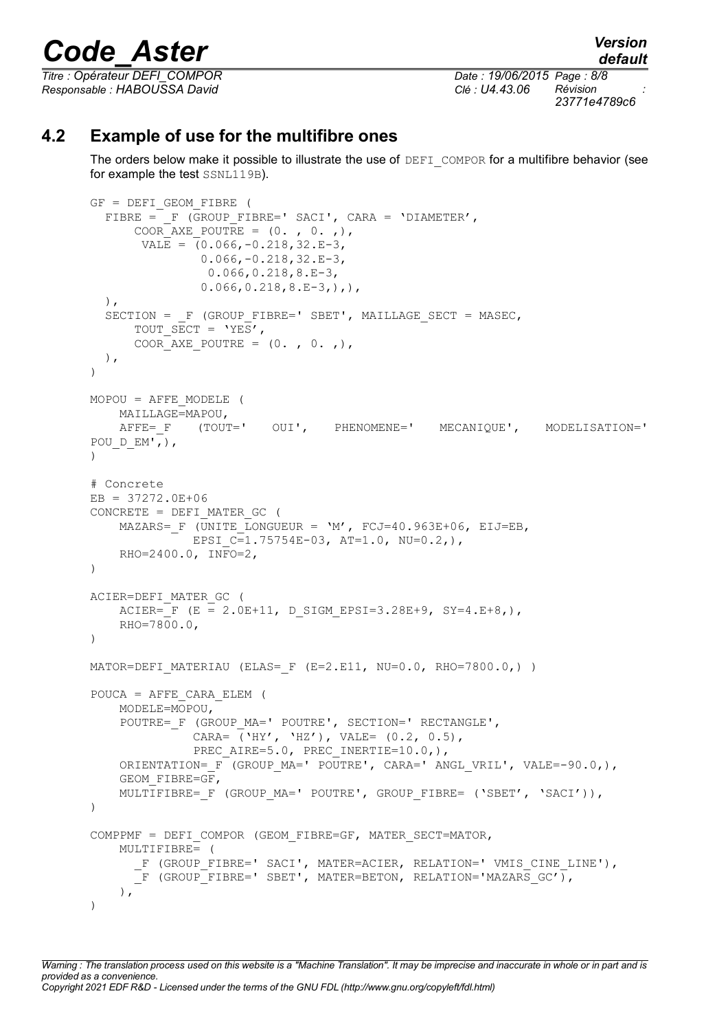## 4.2 Example of use for the multifibre ones

The orders below make it possible to illustrate the use of DEFI_COMPOR for a multifibre behavior (see for example the test SSNL119B).

```
GF = DEFI_GEOM_FIBRE (
  FIBRE = _F (GROUP_FIBRE=' SACI', CARA = 'DIAMETER',
      COOR_AXE_POUTRE = (0. , 0. ,),
       VALE = (0.066,-0.218,32.E-3,
              0.066,-0.218,32.E-3,
               0.066,0.218,8.E-3,
              0.066,0.218,8.E-3,),),
  ),
  SECTION = _F (GROUP_FIBRE=' SBET', MAILLAGE_SECT = MASEC,
      TOUT_SECT = 'YES',
      COOR_AXE_POUTRE = (0. , 0. ,),
  ),
)

MOPOU = AFFE_MODELE (
    MAILLAGE=MAPOU,
    AFFE=_F   (TOUT='   OUI',    PHENOMENE='   MECANIQUE',    MODELISATION='
POU_D_EM',),
)

# Concrete
EB = 37272.0E+06
CONCRETE = DEFI_MATER_GC (
    MAZARS=_F (UNITE_LONGUEUR = 'M', FCJ=40.963E+06, EIJ=EB,
              EPSI_C=1.75754E-03, AT=1.0, NU=0.2,),
    RHO=2400.0, INFO=2,
)

ACIER=DEFI_MATER_GC (
    ACIER=_F (E = 2.0E+11, D_SIGM_EPSI=3.28E+9, SY=4.E+8,),
    RHO=7800.0,
)

MATOR=DEFI_MATERIAU (ELAS=_F (E=2.E11, NU=0.0, RHO=7800.0,) )

POUCA = AFFE_CARA_ELEM (
    MODELE=MOPOU,
    POUTRE=_F (GROUP_MA=' POUTRE', SECTION=' RECTANGLE',
              CARA= ('HY', 'HZ'), VALE= (0.2, 0.5),
              PREC_AIRE=5.0, PREC_INERTIE=10.0,),
    ORIENTATION=_F (GROUP_MA=' POUTRE', CARA=' ANGL_VRIL', VALE=-90.0,),
    GEOM_FIBRE=GF,
    MULTIFIBRE=_F (GROUP_MA=' POUTRE', GROUP_FIBRE= ('SBET', 'SACI')),
)

COMPPMF = DEFI_COMPOR (GEOM_FIBRE=GF, MATER_SECT=MATOR,
    MULTIFIBRE= (
      _F (GROUP_FIBRE=' SACI', MATER=ACIER, RELATION=' VMIS_CINE_LINE'),
      _F (GROUP_FIBRE=' SBET', MATER=BETON, RELATION='MAZARS_GC'),
    ),
)
```